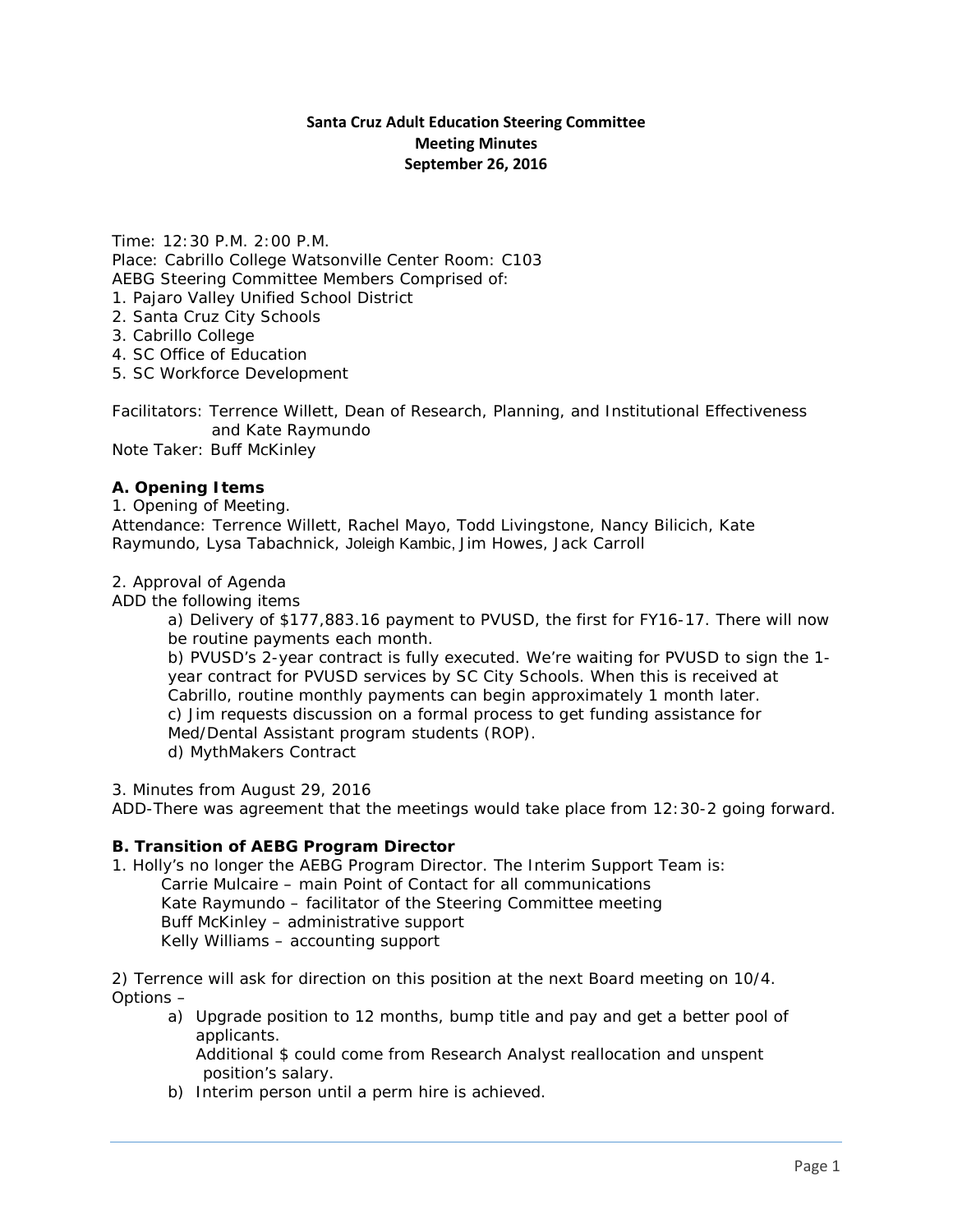**Santa Cruz Adult Education Steering Committee**
**Meeting Minutes**
**September 26, 2016**

Time: 12:30 P.M. 2:00 P.M.
Place: Cabrillo College Watsonville Center Room: C103
AEBG Steering Committee Members Comprised of:
1. Pajaro Valley Unified School District
2. Santa Cruz City Schools
3. Cabrillo College
4. SC Office of Education
5. SC Workforce Development

Facilitators: Terrence Willett, Dean of Research, Planning, and Institutional Effectiveness and Kate Raymundo
Note Taker: Buff McKinley

### A. Opening Items

1. Opening of Meeting.
Attendance: Terrence Willett, Rachel Mayo, Todd Livingstone, Nancy Bilicich, Kate Raymundo, Lysa Tabachnick, Joleigh Kambic, Jim Howes, Jack Carroll

2. Approval of Agenda
ADD the following items
   a) Delivery of $177,883.16 payment to PVUSD, the first for FY16-17. There will now be routine payments each month.
   b) PVUSD's 2-year contract is fully executed. We're waiting for PVUSD to sign the 1-year contract for PVUSD services by SC City Schools. When this is received at Cabrillo, routine monthly payments can begin approximately 1 month later.
   c) Jim requests discussion on a formal process to get funding assistance for Med/Dental Assistant program students (ROP).
   d) MythMakers Contract

3. Minutes from August 29, 2016
ADD-There was agreement that the meetings would take place from 12:30-2 going forward.

### B. Transition of AEBG Program Director

1. Holly's no longer the AEBG Program Director. The Interim Support Team is:
   Carrie Mulcaire – main Point of Contact for all communications
   Kate Raymundo – facilitator of the Steering Committee meeting
   Buff McKinley – administrative support
   Kelly Williams – accounting support

2) Terrence will ask for direction on this position at the next Board meeting on 10/4.
Options –
   a) Upgrade position to 12 months, bump title and pay and get a better pool of applicants.
      Additional $ could come from Research Analyst reallocation and unspent position's salary.
   b) Interim person until a perm hire is achieved.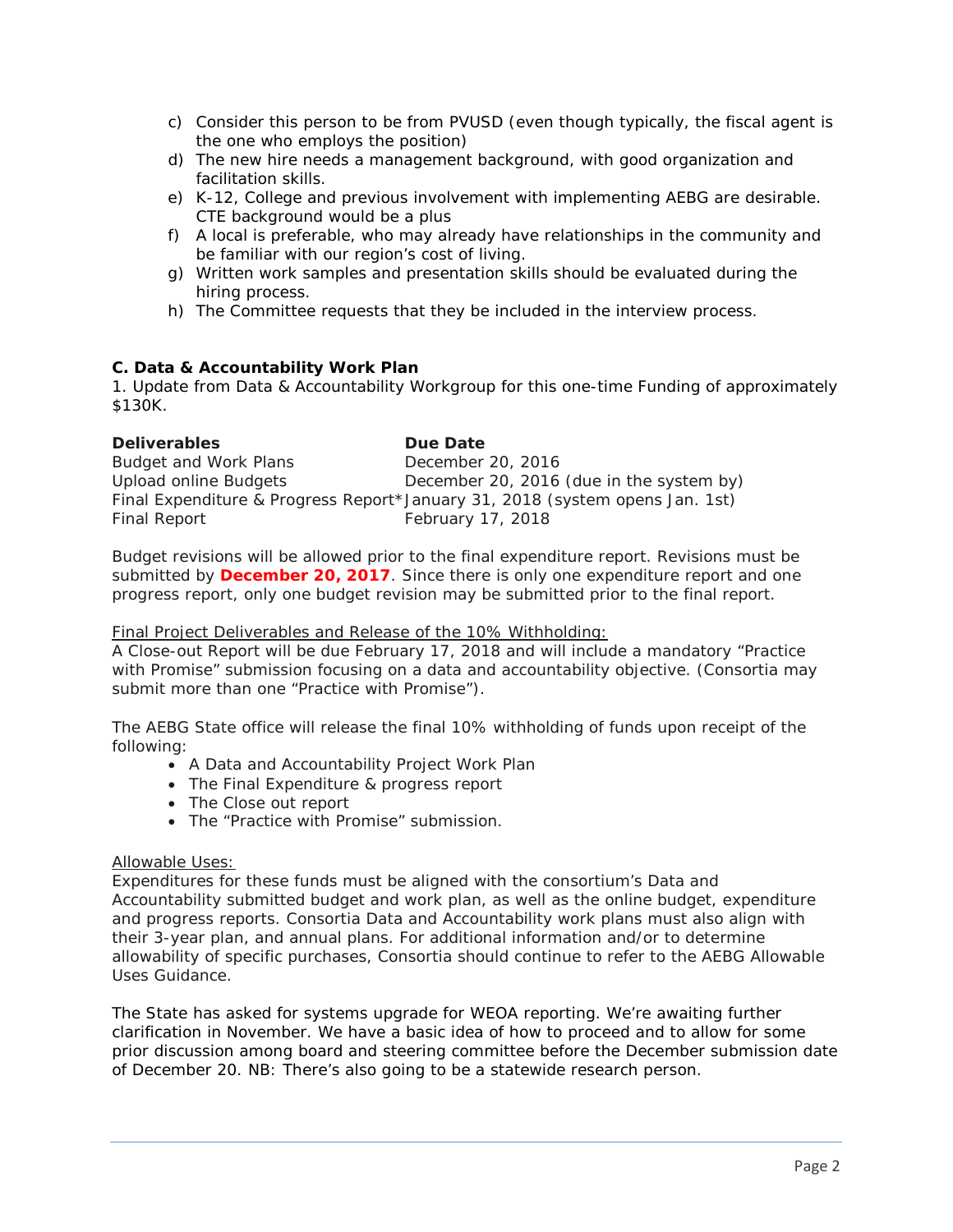c) Consider this person to be from PVUSD (even though typically, the fiscal agent is the one who employs the position)
d) The new hire needs a management background, with good organization and facilitation skills.
e) K-12, College and previous involvement with implementing AEBG are desirable. CTE background would be a plus
f) A local is preferable, who may already have relationships in the community and be familiar with our region's cost of living.
g) Written work samples and presentation skills should be evaluated during the hiring process.
h) The Committee requests that they be included in the interview process.

**C. Data & Accountability Work Plan**

1. Update from Data & Accountability Workgroup for this one-time Funding of approximately $130K.

| **Deliverables** | **Due Date** |
|---|---|
| Budget and Work Plans | December 20, 2016 |
| Upload online Budgets | December 20, 2016 (due in the system by) |
| Final Expenditure & Progress Report* | January 31, 2018 (system opens Jan. 1st) |
| Final Report | February 17, 2018 |

Budget revisions will be allowed prior to the final expenditure report. Revisions must be submitted by **December 20, 2017**. Since there is only one expenditure report and one progress report, only one budget revision may be submitted prior to the final report.

Final Project Deliverables and Release of the 10% Withholding:

A Close-out Report will be due February 17, 2018 and will include a mandatory "Practice with Promise" submission focusing on a data and accountability objective. (Consortia may submit more than one "Practice with Promise").

The AEBG State office will release the final 10% withholding of funds upon receipt of the following:

- A Data and Accountability Project Work Plan
- The Final Expenditure & progress report
- The Close out report
- The "Practice with Promise" submission.

Allowable Uses:

Expenditures for these funds must be aligned with the consortium's Data and Accountability submitted budget and work plan, as well as the online budget, expenditure and progress reports. Consortia Data and Accountability work plans must also align with their 3-year plan, and annual plans. For additional information and/or to determine allowability of specific purchases, Consortia should continue to refer to the AEBG Allowable Uses Guidance.

The State has asked for systems upgrade for WEOA reporting. We're awaiting further clarification in November. We have a basic idea of how to proceed and to allow for some prior discussion among board and steering committee before the December submission date of December 20. NB: There's also going to be a statewide research person.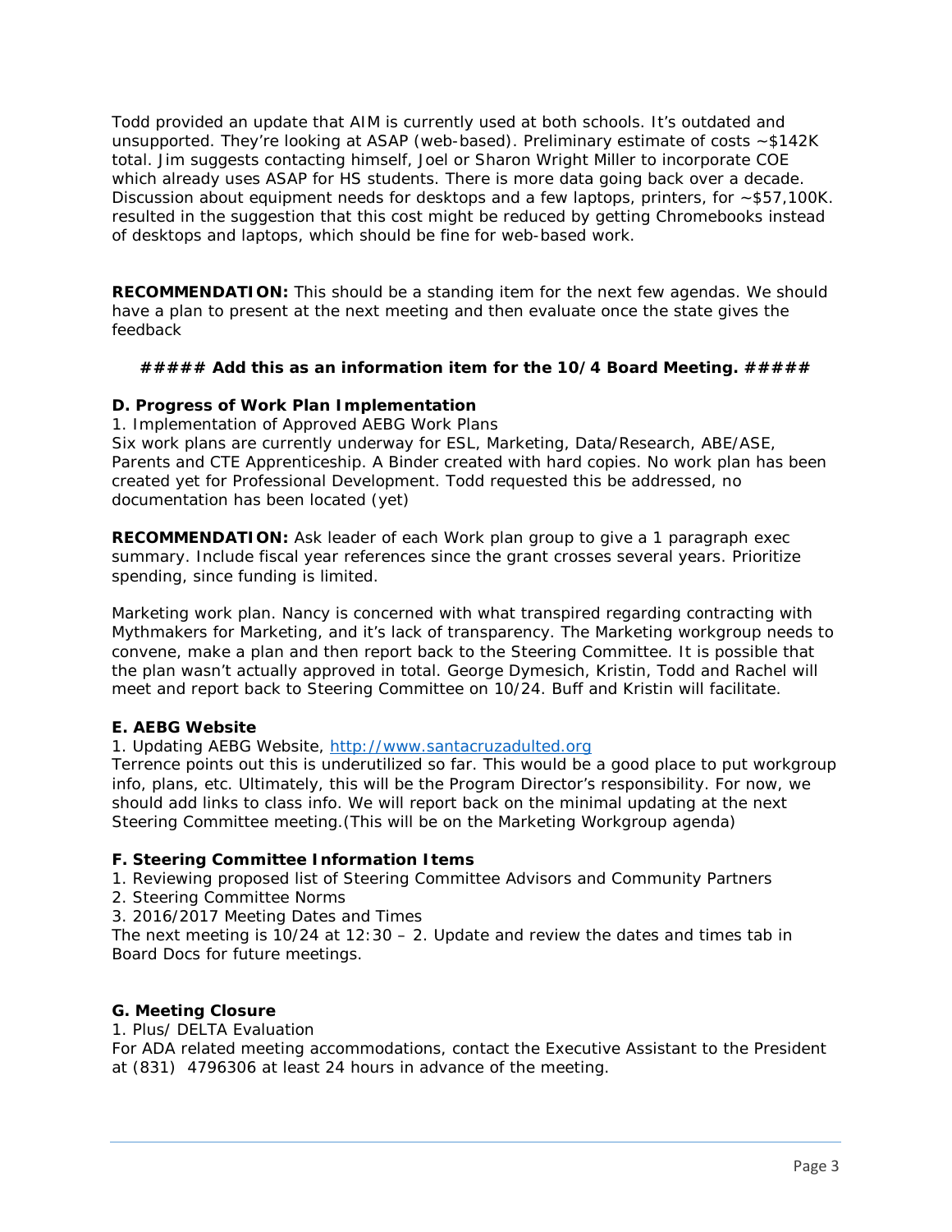Todd provided an update that AIM is currently used at both schools. It's outdated and unsupported. They're looking at ASAP (web-based). Preliminary estimate of costs ~$142K total. Jim suggests contacting himself, Joel or Sharon Wright Miller to incorporate COE which already uses ASAP for HS students. There is more data going back over a decade. Discussion about equipment needs for desktops and a few laptops, printers, for ~$57,100K. resulted in the suggestion that this cost might be reduced by getting Chromebooks instead of desktops and laptops, which should be fine for web-based work.

**RECOMMENDATION:** This should be a standing item for the next few agendas. We should have a plan to present at the next meeting and then evaluate once the state gives the feedback

**##### Add this as an information item for the 10/4 Board Meeting. #####**

**D. Progress of Work Plan Implementation**

1. Implementation of Approved AEBG Work Plans

Six work plans are currently underway for ESL, Marketing, Data/Research, ABE/ASE, Parents and CTE Apprenticeship. A Binder created with hard copies. No work plan has been created yet for Professional Development. Todd requested this be addressed, no documentation has been located (yet)

**RECOMMENDATION:** Ask leader of each Work plan group to give a 1 paragraph exec summary. Include fiscal year references since the grant crosses several years. Prioritize spending, since funding is limited.

Marketing work plan. Nancy is concerned with what transpired regarding contracting with Mythmakers for Marketing, and it's lack of transparency. The Marketing workgroup needs to convene, make a plan and then report back to the Steering Committee. It is possible that the plan wasn't actually approved in total. George Dymesich, Kristin, Todd and Rachel will meet and report back to Steering Committee on 10/24. Buff and Kristin will facilitate.

**E. AEBG Website**

1. Updating AEBG Website, http://www.santacruzadulted.org

Terrence points out this is underutilized so far. This would be a good place to put workgroup info, plans, etc. Ultimately, this will be the Program Director's responsibility. For now, we should add links to class info. We will report back on the minimal updating at the next Steering Committee meeting.(This will be on the Marketing Workgroup agenda)

**F. Steering Committee Information Items**

1. Reviewing proposed list of Steering Committee Advisors and Community Partners
2. Steering Committee Norms
3. 2016/2017 Meeting Dates and Times

The next meeting is 10/24 at 12:30 – 2. Update and review the dates and times tab in Board Docs for future meetings.

**G. Meeting Closure**

1. Plus/ DELTA Evaluation

For ADA related meeting accommodations, contact the Executive Assistant to the President at (831) 4796306 at least 24 hours in advance of the meeting.